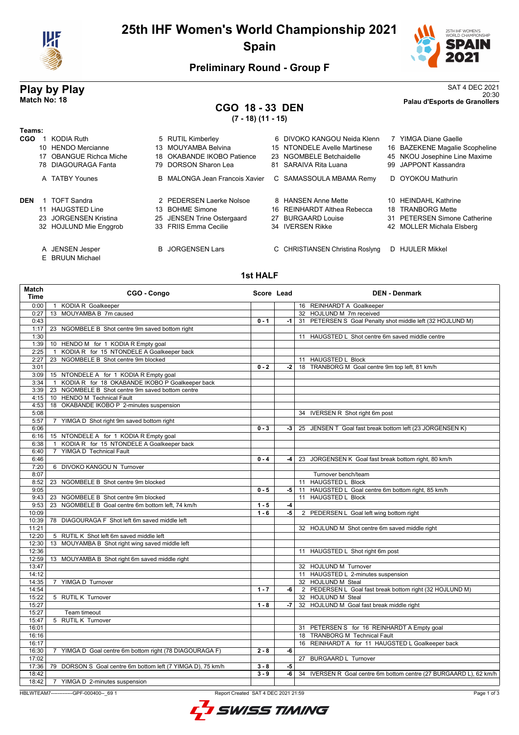# 25th IHF Women's World Championship 2021
## Spain

### Preliminary Round - Group F

## Play by Play
**Match No: 18**

SAT 4 DEC 2021
20:30
**Palau d'Esports de Granollers**

### CGO 18 - 33 DEN
**(7 - 18) (11 - 15)**

**Teams:**

**CGO**
1 KODIA Ruth, 5 RUTIL Kimberley, 6 DIVOKO KANGOU Neida Klenn, 7 YIMGA Diane Gaelle, 10 HENDO Mercianne, 13 MOUYAMBA Belvina, 15 NTONDELE Avelle Martinese, 16 BAZEKENE Magalie Scopheline, 17 OBANGUE Richca Miche, 18 OKABANDE IKOBO Patience, 23 NGOMBELE Betchaidelle, 45 NKOU Josephine Line Maxime, 78 DIAGOURAGA Fanta, 79 DORSON Sharon Lea, 81 SARAIVA Rita Luana, 99 JAPPONT Kassandra

A TATBY Younes, B MALONGA Jean Francois Xavier, C SAMASSOULA MBAMA Remy, D OYOKOU Mathurin

**DEN**
1 TOFT Sandra, 2 PEDERSEN Laerke Nolsoe, 8 HANSEN Anne Mette, 10 HEINDAHL Kathrine, 11 HAUGSTED Line, 13 BOHME Simone, 16 REINHARDT Althea Rebecca, 18 TRANBORG Mette, 23 JORGENSEN Kristina, 25 JENSEN Trine Ostergaard, 27 BURGAARD Louise, 31 PETERSEN Simone Catherine, 32 HOJLUND Mie Enggrob, 33 FRIIS Emma Cecilie, 34 IVERSEN Rikke, 42 MOLLER Michala Elsberg

A JENSEN Jesper, B JORGENSEN Lars, C CHRISTIANSEN Christina Roslyng, D HJULER Mikkel, E BRUUN Michael

### 1st HALF

| Match Time | CGO - Congo | Score | Lead | DEN - Denmark |
|---|---|---|---|---|
| 0:00 | 1 KODIA R Goalkeeper | | | 16 REINHARDT A Goalkeeper |
| 0:27 | 13 MOUYAMBA B 7m caused | | | 32 HOJLUND M 7m received |
| 0:43 | | 0 - 1 | -1 | 31 PETERSEN S Goal Penalty shot middle left (32 HOJLUND M) |
| 1:17 | 23 NGOMBELE B Shot centre 9m saved bottom right | | | |
| 1:30 | | | | 11 HAUGSTED L Shot centre 6m saved middle centre |
| 1:39 | 10 HENDO M for 1 KODIA R Empty goal | | | |
| 2:25 | 1 KODIA R for 15 NTONDELE A Goalkeeper back | | | |
| 2:27 | 23 NGOMBELE B Shot centre 9m blocked | | | 11 HAUGSTED L Block |
| 3:01 | | 0 - 2 | -2 | 18 TRANBORG M Goal centre 9m top left, 81 km/h |
| 3:09 | 15 NTONDELE A for 1 KODIA R Empty goal | | | |
| 3:34 | 1 KODIA R for 18 OKABANDE IKOBO P Goalkeeper back | | | |
| 3:39 | 23 NGOMBELE B Shot centre 9m saved bottom centre | | | |
| 4:15 | 10 HENDO M Technical Fault | | | |
| 4:53 | 18 OKABANDE IKOBO P 2-minutes suspension | | | |
| 5:08 | | | | 34 IVERSEN R Shot right 6m post |
| 5:57 | 7 YIMGA D Shot right 9m saved bottom right | | | |
| 6:06 | | 0 - 3 | -3 | 25 JENSEN T Goal fast break bottom left (23 JORGENSEN K) |
| 6:16 | 15 NTONDELE A for 1 KODIA R Empty goal | | | |
| 6:38 | 1 KODIA R for 15 NTONDELE A Goalkeeper back | | | |
| 6:40 | 7 YIMGA D Technical Fault | | | |
| 6:46 | | 0 - 4 | -4 | 23 JORGENSEN K Goal fast break bottom right, 80 km/h |
| 7:20 | 6 DIVOKO KANGOU N Turnover | | | |
| 8:07 | | | | Turnover bench/team |
| 8:52 | 23 NGOMBELE B Shot centre 9m blocked | | | 11 HAUGSTED L Block |
| 9:05 | | 0 - 5 | -5 | 11 HAUGSTED L Goal centre 6m bottom right, 85 km/h |
| 9:43 | 23 NGOMBELE B Shot centre 9m blocked | | | 11 HAUGSTED L Block |
| 9:53 | 23 NGOMBELE B Goal centre 6m bottom left, 74 km/h | 1 - 5 | -4 | |
| 10:09 | | 1 - 6 | -5 | 2 PEDERSEN L Goal left wing bottom right |
| 10:39 | 78 DIAGOURAGA F Shot left 6m saved middle left | | | |
| 11:21 | | | | 32 HOJLUND M Shot centre 6m saved middle right |
| 12:20 | 5 RUTIL K Shot left 6m saved middle left | | | |
| 12:30 | 13 MOUYAMBA B Shot right wing saved middle left | | | |
| 12:36 | | | | 11 HAUGSTED L Shot right 6m post |
| 12:59 | 13 MOUYAMBA B Shot right 6m saved middle right | | | |
| 13:47 | | | | 32 HOJLUND M Turnover |
| 14:12 | | | | 11 HAUGSTED L 2-minutes suspension |
| 14:35 | 7 YIMGA D Turnover | | | 32 HOJLUND M Steal |
| 14:54 | | 1 - 7 | -6 | 2 PEDERSEN L Goal fast break bottom right (32 HOJLUND M) |
| 15:22 | 5 RUTIL K Turnover | | | 32 HOJLUND M Steal |
| 15:27 | | 1 - 8 | -7 | 32 HOJLUND M Goal fast break middle right |
| 15:27 | Team timeout | | | |
| 15:47 | 5 RUTIL K Turnover | | | |
| 16:01 | | | | 31 PETERSEN S for 16 REINHARDT A Empty goal |
| 16:16 | | | | 18 TRANBORG M Technical Fault |
| 16:17 | | | | 16 REINHARDT A for 11 HAUGSTED L Goalkeeper back |
| 16:30 | 7 YIMGA D Goal centre 6m bottom right (78 DIAGOURAGA F) | 2 - 8 | -6 | |
| 17:02 | | | | 27 BURGAARD L Turnover |
| 17:36 | 79 DORSON S Goal centre 6m bottom left (7 YIMGA D), 75 km/h | 3 - 8 | -5 | |
| 18:42 | | 3 - 9 | -6 | 34 IVERSEN R Goal centre 6m bottom centre (27 BURGAARD L), 62 km/h |
| 18:42 | 7 YIMGA D 2-minutes suspension | | | |

HBLWTEAM7-------------GPF-000400--_69 1 Report Created SAT 4 DEC 2021 21:59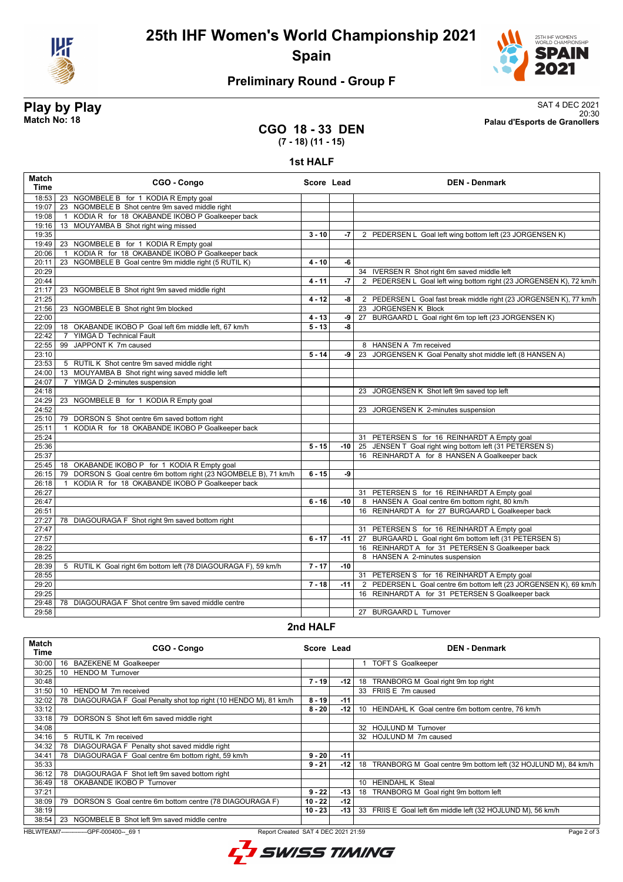# 25th IHF Women's World Championship 2021

## Spain

### Preliminary Round - Group F

**Play by Play**
**Match No: 18**

SAT 4 DEC 2021
20:30
**Palau d'Esports de Granollers**

## CGO 18 - 33 DEN
**(7 - 18) (11 - 15)**

### 1st HALF

| Match Time | CGO - Congo | Score | Lead | DEN - Denmark |
|---|---|---|---|---|
| 18:53 | 23 NGOMBELE B for 1 KODIA R Empty goal | | | |
| 19:07 | 23 NGOMBELE B Shot centre 9m saved middle right | | | |
| 19:08 | 1 KODIA R for 18 OKABANDE IKOBO P Goalkeeper back | | | |
| 19:16 | 13 MOUYAMBA B Shot right wing missed | | | |
| 19:35 | | 3 - 10 | -7 | 2 PEDERSEN L Goal left wing bottom left (23 JORGENSEN K) |
| 19:49 | 23 NGOMBELE B for 1 KODIA R Empty goal | | | |
| 20:06 | 1 KODIA R for 18 OKABANDE IKOBO P Goalkeeper back | | | |
| 20:11 | 23 NGOMBELE B Goal centre 9m middle right (5 RUTIL K) | 4 - 10 | -6 | |
| 20:29 | | | | 34 IVERSEN R Shot right 6m saved middle left |
| 20:44 | | 4 - 11 | -7 | 2 PEDERSEN L Goal left wing bottom right (23 JORGENSEN K), 72 km/h |
| 21:17 | 23 NGOMBELE B Shot right 9m saved middle right | | | |
| 21:25 | | 4 - 12 | -8 | 2 PEDERSEN L Goal fast break middle right (23 JORGENSEN K), 77 km/h |
| 21:56 | 23 NGOMBELE B Shot right 9m blocked | | | 23 JORGENSEN K Block |
| 22:00 | | 4 - 13 | -9 | 27 BURGAARD L Goal right 6m top left (23 JORGENSEN K) |
| 22:09 | 18 OKABANDE IKOBO P Goal left 6m middle left, 67 km/h | 5 - 13 | -8 | |
| 22:42 | 7 YIMGA D Technical Fault | | | |
| 22:55 | 99 JAPPONT K 7m caused | | | 8 HANSEN A 7m received |
| 23:10 | | 5 - 14 | -9 | 23 JORGENSEN K Goal Penalty shot middle left (8 HANSEN A) |
| 23:53 | 5 RUTIL K Shot centre 9m saved middle right | | | |
| 24:00 | 13 MOUYAMBA B Shot right wing saved middle left | | | |
| 24:07 | 7 YIMGA D 2-minutes suspension | | | |
| 24:18 | | | | 23 JORGENSEN K Shot left 9m saved top left |
| 24:29 | 23 NGOMBELE B for 1 KODIA R Empty goal | | | |
| 24:52 | | | | 23 JORGENSEN K 2-minutes suspension |
| 25:10 | 79 DORSON S Shot centre 6m saved bottom right | | | |
| 25:11 | 1 KODIA R for 18 OKABANDE IKOBO P Goalkeeper back | | | |
| 25:24 | | | | 31 PETERSEN S for 16 REINHARDT A Empty goal |
| 25:36 | | 5 - 15 | -10 | 25 JENSEN T Goal right wing bottom left (31 PETERSEN S) |
| 25:37 | | | | 16 REINHARDT A for 8 HANSEN A Goalkeeper back |
| 25:45 | 18 OKABANDE IKOBO P for 1 KODIA R Empty goal | | | |
| 26:15 | 79 DORSON S Goal centre 6m bottom right (23 NGOMBELE B), 71 km/h | 6 - 15 | -9 | |
| 26:18 | 1 KODIA R for 18 OKABANDE IKOBO P Goalkeeper back | | | |
| 26:27 | | | | 31 PETERSEN S for 16 REINHARDT A Empty goal |
| 26:47 | | 6 - 16 | -10 | 8 HANSEN A Goal centre 6m bottom right, 80 km/h |
| 26:51 | | | | 16 REINHARDT A for 27 BURGAARD L Goalkeeper back |
| 27:27 | 78 DIAGOURAGA F Shot right 9m saved bottom right | | | |
| 27:47 | | | | 31 PETERSEN S for 16 REINHARDT A Empty goal |
| 27:57 | | 6 - 17 | -11 | 27 BURGAARD L Goal right 6m bottom left (31 PETERSEN S) |
| 28:22 | | | | 16 REINHARDT A for 31 PETERSEN S Goalkeeper back |
| 28:25 | | | | 8 HANSEN A 2-minutes suspension |
| 28:39 | 5 RUTIL K Goal right 6m bottom left (78 DIAGOURAGA F), 59 km/h | 7 - 17 | -10 | |
| 28:55 | | | | 31 PETERSEN S for 16 REINHARDT A Empty goal |
| 29:20 | | 7 - 18 | -11 | 2 PEDERSEN L Goal centre 6m bottom left (23 JORGENSEN K), 69 km/h |
| 29:25 | | | | 16 REINHARDT A for 31 PETERSEN S Goalkeeper back |
| 29:48 | 78 DIAGOURAGA F Shot centre 9m saved middle centre | | | |
| 29:58 | | | | 27 BURGAARD L Turnover |

### 2nd HALF

| Match Time | CGO - Congo | Score | Lead | DEN - Denmark |
|---|---|---|---|---|
| 30:00 | 16 BAZEKENE M Goalkeeper | | | 1 TOFT S Goalkeeper |
| 30:25 | 10 HENDO M Turnover | | | |
| 30:48 | | 7 - 19 | -12 | 18 TRANBORG M Goal right 9m top right |
| 31:50 | 10 HENDO M 7m received | | | 33 FRIIS E 7m caused |
| 32:02 | 78 DIAGOURAGA F Goal Penalty shot top right (10 HENDO M), 81 km/h | 8 - 19 | -11 | |
| 33:12 | | 8 - 20 | -12 | 10 HEINDAHL K Goal centre 6m bottom centre, 76 km/h |
| 33:18 | 79 DORSON S Shot left 6m saved middle right | | | |
| 34:08 | | | | 32 HOJLUND M Turnover |
| 34:16 | 5 RUTIL K 7m received | | | 32 HOJLUND M 7m caused |
| 34:32 | 78 DIAGOURAGA F Penalty shot saved middle right | | | |
| 34:41 | 78 DIAGOURAGA F Goal centre 6m bottom right, 59 km/h | 9 - 20 | -11 | |
| 35:33 | | 9 - 21 | -12 | 18 TRANBORG M Goal centre 9m bottom left (32 HOJLUND M), 84 km/h |
| 36:12 | 78 DIAGOURAGA F Shot left 9m saved bottom right | | | |
| 36:49 | 18 OKABANDE IKOBO P Turnover | | | 10 HEINDAHL K Steal |
| 37:21 | | 9 - 22 | -13 | 18 TRANBORG M Goal right 9m bottom left |
| 38:09 | 79 DORSON S Goal centre 6m bottom centre (78 DIAGOURAGA F) | 10 - 22 | -12 | |
| 38:19 | | 10 - 23 | -13 | 33 FRIIS E Goal left 6m middle left (32 HOJLUND M), 56 km/h |
| 38:54 | 23 NGOMBELE B Shot left 9m saved middle centre | | | |

HBLWTEAM7-------------GPF-000400--_69 1 Report Created SAT 4 DEC 2021 21:59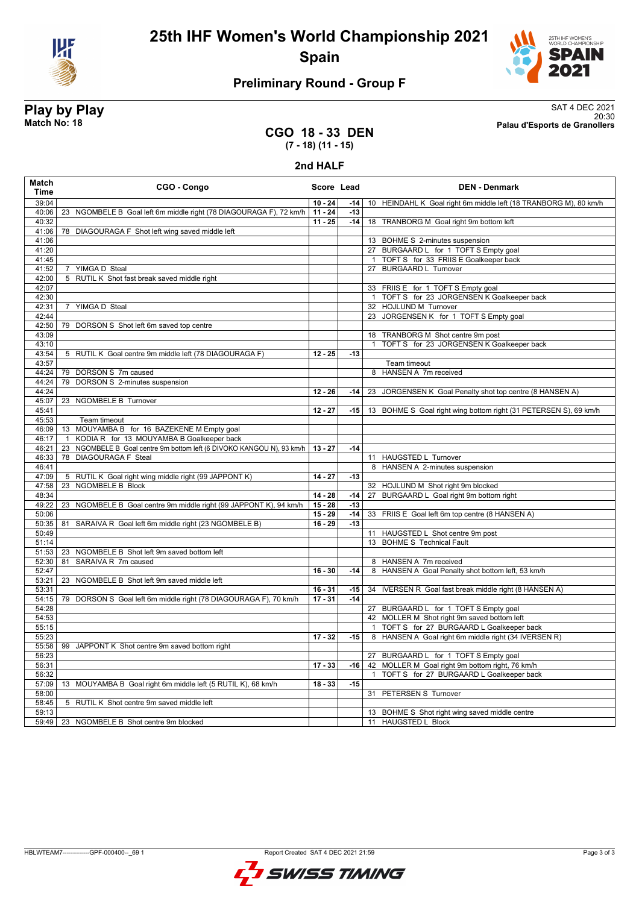# 25th IHF Women's World Championship 2021

## Spain

### Preliminary Round - Group F

**Play by Play**
**Match No: 18**

SAT 4 DEC 2021
20:30
**Palau d'Esports de Granollers**

## CGO 18 - 33 DEN
**(7 - 18) (11 - 15)**

### 2nd HALF

| Match Time | CGO - Congo | Score | Lead | DEN - Denmark |
|---|---|---|---|---|
| 39:04 | | 10 - 24 | -14 | 10 HEINDAHL K Goal right 6m middle left (18 TRANBORG M), 80 km/h |
| 40:06 | 23 NGOMBELE B Goal left 6m middle right (78 DIAGOURAGA F), 72 km/h | 11 - 24 | -13 | |
| 40:32 | | 11 - 25 | -14 | 18 TRANBORG M Goal right 9m bottom left |
| 41:06 | 78 DIAGOURAGA F Shot left wing saved middle left | | | |
| 41:06 | | | | 13 BOHME S 2-minutes suspension |
| 41:20 | | | | 27 BURGAARD L for 1 TOFT S Empty goal |
| 41:45 | | | | 1 TOFT S for 33 FRIIS E Goalkeeper back |
| 41:52 | 7 YIMGA D Steal | | | 27 BURGAARD L Turnover |
| 42:00 | 5 RUTIL K Shot fast break saved middle right | | | |
| 42:07 | | | | 33 FRIIS E for 1 TOFT S Empty goal |
| 42:30 | | | | 1 TOFT S for 23 JORGENSEN K Goalkeeper back |
| 42:31 | 7 YIMGA D Steal | | | 32 HOJLUND M Turnover |
| 42:44 | | | | 23 JORGENSEN K for 1 TOFT S Empty goal |
| 42:50 | 79 DORSON S Shot left 6m saved top centre | | | |
| 43:09 | | | | 18 TRANBORG M Shot centre 9m post |
| 43:10 | | | | 1 TOFT S for 23 JORGENSEN K Goalkeeper back |
| 43:54 | 5 RUTIL K Goal centre 9m middle left (78 DIAGOURAGA F) | 12 - 25 | -13 | |
| 43:57 | | | | Team timeout |
| 44:24 | 79 DORSON S 7m caused | | | 8 HANSEN A 7m received |
| 44:24 | 79 DORSON S 2-minutes suspension | | | |
| 44:24 | | 12 - 26 | -14 | 23 JORGENSEN K Goal Penalty shot top centre (8 HANSEN A) |
| 45:07 | 23 NGOMBELE B Turnover | | | |
| 45:41 | | 12 - 27 | -15 | 13 BOHME S Goal right wing bottom right (31 PETERSEN S), 69 km/h |
| 45:53 | Team timeout | | | |
| 46:09 | 13 MOUYAMBA B for 16 BAZEKENE M Empty goal | | | |
| 46:17 | 1 KODIA R for 13 MOUYAMBA B Goalkeeper back | | | |
| 46:21 | 23 NGOMBELE B Goal centre 9m bottom left (6 DIVOKO KANGOU N), 93 km/h | 13 - 27 | -14 | |
| 46:33 | 78 DIAGOURAGA F Steal | | | 11 HAUGSTED L Turnover |
| 46:41 | | | | 8 HANSEN A 2-minutes suspension |
| 47:09 | 5 RUTIL K Goal right wing middle right (99 JAPPONT K) | 14 - 27 | -13 | |
| 47:58 | 23 NGOMBELE B Block | | | 32 HOJLUND M Shot right 9m blocked |
| 48:34 | | 14 - 28 | -14 | 27 BURGAARD L Goal right 9m bottom right |
| 49:22 | 23 NGOMBELE B Goal centre 9m middle right (99 JAPPONT K), 94 km/h | 15 - 28 | -13 | |
| 50:06 | | 15 - 29 | -14 | 33 FRIIS E Goal left 6m top centre (8 HANSEN A) |
| 50:35 | 81 SARAIVA R Goal left 6m middle right (23 NGOMBELE B) | 16 - 29 | -13 | |
| 50:49 | | | | 11 HAUGSTED L Shot centre 9m post |
| 51:14 | | | | 13 BOHME S Technical Fault |
| 51:53 | 23 NGOMBELE B Shot left 9m saved bottom left | | | |
| 52:30 | 81 SARAIVA R 7m caused | | | 8 HANSEN A 7m received |
| 52:47 | | 16 - 30 | -14 | 8 HANSEN A Goal Penalty shot bottom left, 53 km/h |
| 53:21 | 23 NGOMBELE B Shot left 9m saved middle left | | | |
| 53:31 | | 16 - 31 | -15 | 34 IVERSEN R Goal fast break middle right (8 HANSEN A) |
| 54:15 | 79 DORSON S Goal left 6m middle right (78 DIAGOURAGA F), 70 km/h | 17 - 31 | -14 | |
| 54:28 | | | | 27 BURGAARD L for 1 TOFT S Empty goal |
| 54:53 | | | | 42 MOLLER M Shot right 9m saved bottom left |
| 55:15 | | | | 1 TOFT S for 27 BURGAARD L Goalkeeper back |
| 55:23 | | 17 - 32 | -15 | 8 HANSEN A Goal right 6m middle right (34 IVERSEN R) |
| 55:58 | 99 JAPPONT K Shot centre 9m saved bottom right | | | |
| 56:23 | | | | 27 BURGAARD L for 1 TOFT S Empty goal |
| 56:31 | | 17 - 33 | -16 | 42 MOLLER M Goal right 9m bottom right, 76 km/h |
| 56:32 | | | | 1 TOFT S for 27 BURGAARD L Goalkeeper back |
| 57:09 | 13 MOUYAMBA B Goal right 6m middle left (5 RUTIL K), 68 km/h | 18 - 33 | -15 | |
| 58:00 | | | | 31 PETERSEN S Turnover |
| 58:45 | 5 RUTIL K Shot centre 9m saved middle left | | | |
| 59:13 | | | | 13 BOHME S Shot right wing saved middle centre |
| 59:49 | 23 NGOMBELE B Shot centre 9m blocked | | | 11 HAUGSTED L Block |

HBLWTEAM7-------------GPF-000400--_69 1 Report Created SAT 4 DEC 2021 21:59